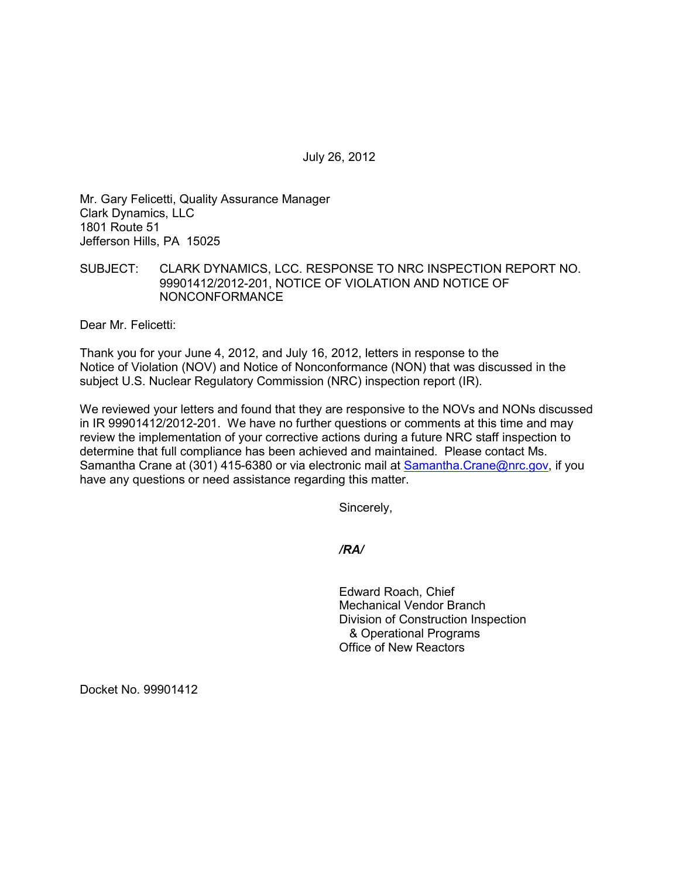July 26, 2012

Mr. Gary Felicetti, Quality Assurance Manager
Clark Dynamics, LLC
1801 Route 51
Jefferson Hills, PA 15025

SUBJECT: CLARK DYNAMICS, LCC. RESPONSE TO NRC INSPECTION REPORT NO. 99901412/2012-201, NOTICE OF VIOLATION AND NOTICE OF NONCONFORMANCE

Dear Mr. Felicetti:

Thank you for your June 4, 2012, and July 16, 2012, letters in response to the Notice of Violation (NOV) and Notice of Nonconformance (NON) that was discussed in the subject U.S. Nuclear Regulatory Commission (NRC) inspection report (IR).

We reviewed your letters and found that they are responsive to the NOVs and NONs discussed in IR 99901412/2012-201. We have no further questions or comments at this time and may review the implementation of your corrective actions during a future NRC staff inspection to determine that full compliance has been achieved and maintained. Please contact Ms. Samantha Crane at (301) 415-6380 or via electronic mail at Samantha.Crane@nrc.gov, if you have any questions or need assistance regarding this matter.

Sincerely,

***/RA/***

Edward Roach, Chief
Mechanical Vendor Branch
Division of Construction Inspection
& Operational Programs
Office of New Reactors

Docket No. 99901412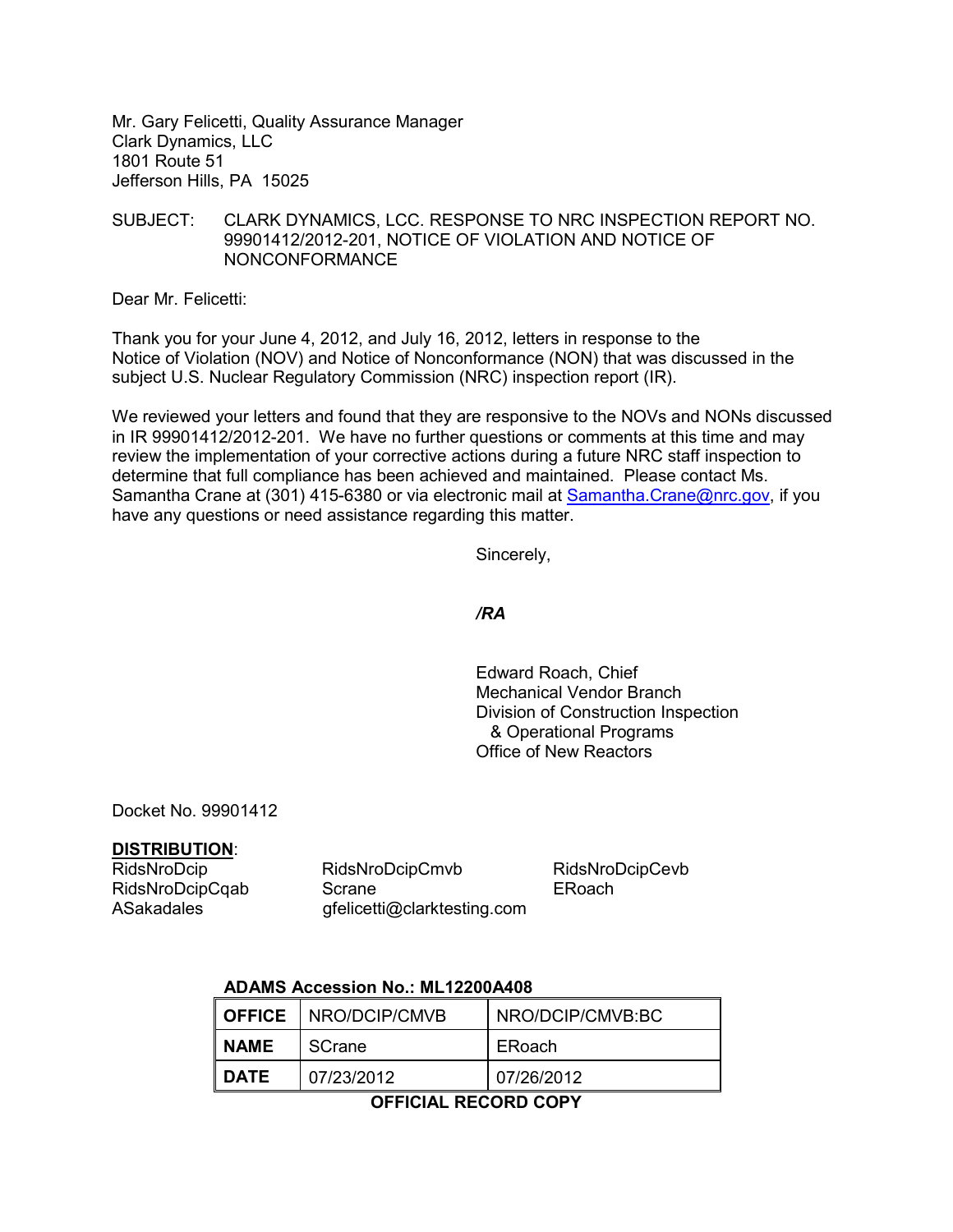Mr. Gary Felicetti, Quality Assurance Manager
Clark Dynamics, LLC
1801 Route 51
Jefferson Hills, PA 15025

SUBJECT: CLARK DYNAMICS, LCC. RESPONSE TO NRC INSPECTION REPORT NO. 99901412/2012-201, NOTICE OF VIOLATION AND NOTICE OF NONCONFORMANCE

Dear Mr. Felicetti:

Thank you for your June 4, 2012, and July 16, 2012, letters in response to the Notice of Violation (NOV) and Notice of Nonconformance (NON) that was discussed in the subject U.S. Nuclear Regulatory Commission (NRC) inspection report (IR).

We reviewed your letters and found that they are responsive to the NOVs and NONs discussed in IR 99901412/2012-201. We have no further questions or comments at this time and may review the implementation of your corrective actions during a future NRC staff inspection to determine that full compliance has been achieved and maintained. Please contact Ms. Samantha Crane at (301) 415-6380 or via electronic mail at Samantha.Crane@nrc.gov, if you have any questions or need assistance regarding this matter.

Sincerely,

*/RA*

Edward Roach, Chief
Mechanical Vendor Branch
Division of Construction Inspection
& Operational Programs
Office of New Reactors

Docket No. 99901412

**DISTRIBUTION**:

RidsNroDcip
RidsNroDcipCmvb
RidsNroDcipCevb
RidsNroDcipCqab
Scrane
ERoach
ASakadales
gfelicetti@clarktesting.com

**ADAMS Accession No.: ML12200A408**

| **OFFICE** | NRO/DCIP/CMVB | NRO/DCIP/CMVB:BC |
|---|---|---|
| **NAME** | SCrane | ERoach |
| **DATE** | 07/23/2012 | 07/26/2012 |

**OFFICIAL RECORD COPY**